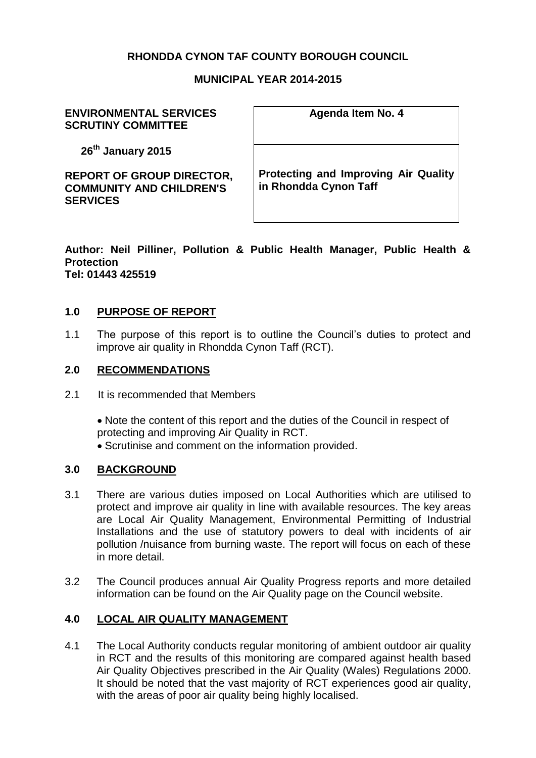**RHONDDA CYNON TAF COUNTY BOROUGH COUNCIL**

**MUNICIPAL YEAR 2014-2015**

| **ENVIRONMENTAL SERVICES SCRUTINY COMMITTEE**<br><br>**26th January 2015** | **Agenda Item No. 4** |
| --- | --- |
| **REPORT OF GROUP DIRECTOR, COMMUNITY AND CHILDREN'S SERVICES** | **Protecting and Improving Air Quality in Rhondda Cynon Taff** |

**Author: Neil Pilliner, Pollution & Public Health Manager, Public Health & Protection**
**Tel: 01443 425519**

## 1.0 PURPOSE OF REPORT

1.1 The purpose of this report is to outline the Council's duties to protect and improve air quality in Rhondda Cynon Taff (RCT).

## 2.0 RECOMMENDATIONS

2.1 It is recommended that Members

- Note the content of this report and the duties of the Council in respect of protecting and improving Air Quality in RCT.
- Scrutinise and comment on the information provided.

## 3.0 BACKGROUND

3.1 There are various duties imposed on Local Authorities which are utilised to protect and improve air quality in line with available resources. The key areas are Local Air Quality Management, Environmental Permitting of Industrial Installations and the use of statutory powers to deal with incidents of air pollution /nuisance from burning waste. The report will focus on each of these in more detail.

3.2 The Council produces annual Air Quality Progress reports and more detailed information can be found on the Air Quality page on the Council website.

## 4.0 LOCAL AIR QUALITY MANAGEMENT

4.1 The Local Authority conducts regular monitoring of ambient outdoor air quality in RCT and the results of this monitoring are compared against health based Air Quality Objectives prescribed in the Air Quality (Wales) Regulations 2000. It should be noted that the vast majority of RCT experiences good air quality, with the areas of poor air quality being highly localised.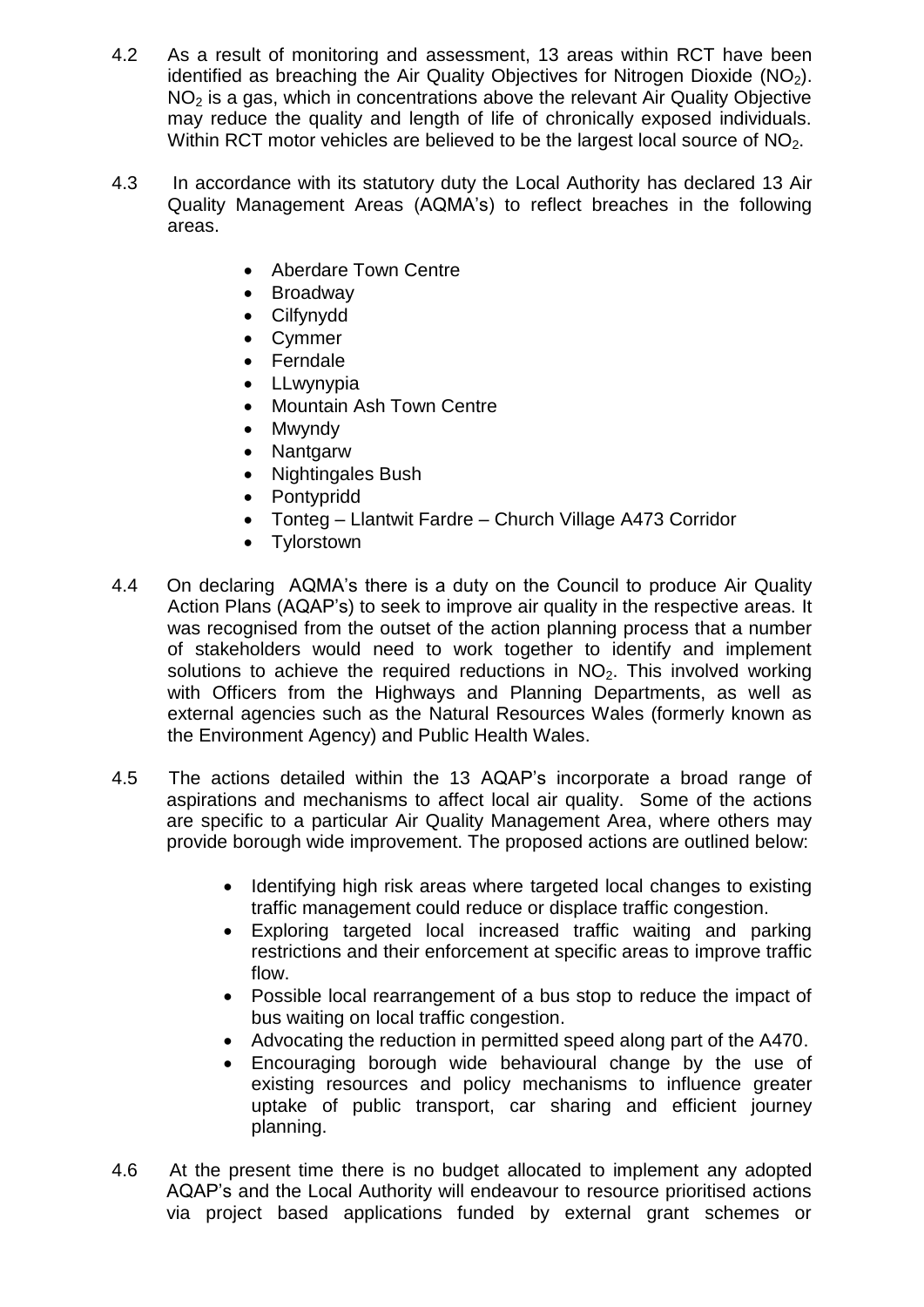4.2 As a result of monitoring and assessment, 13 areas within RCT have been identified as breaching the Air Quality Objectives for Nitrogen Dioxide ($NO_2$). $NO_2$ is a gas, which in concentrations above the relevant Air Quality Objective may reduce the quality and length of life of chronically exposed individuals. Within RCT motor vehicles are believed to be the largest local source of $NO_2$.

4.3 In accordance with its statutory duty the Local Authority has declared 13 Air Quality Management Areas (AQMA's) to reflect breaches in the following areas.

- Aberdare Town Centre
- Broadway
- Cilfynydd
- Cymmer
- Ferndale
- LLwynypia
- Mountain Ash Town Centre
- Mwyndy
- Nantgarw
- Nightingales Bush
- Pontypridd
- Tonteg – Llantwit Fardre – Church Village A473 Corridor
- Tylorstown

4.4 On declaring AQMA's there is a duty on the Council to produce Air Quality Action Plans (AQAP's) to seek to improve air quality in the respective areas. It was recognised from the outset of the action planning process that a number of stakeholders would need to work together to identify and implement solutions to achieve the required reductions in $NO_2$. This involved working with Officers from the Highways and Planning Departments, as well as external agencies such as the Natural Resources Wales (formerly known as the Environment Agency) and Public Health Wales.

4.5 The actions detailed within the 13 AQAP's incorporate a broad range of aspirations and mechanisms to affect local air quality. Some of the actions are specific to a particular Air Quality Management Area, where others may provide borough wide improvement. The proposed actions are outlined below:

- Identifying high risk areas where targeted local changes to existing traffic management could reduce or displace traffic congestion.
- Exploring targeted local increased traffic waiting and parking restrictions and their enforcement at specific areas to improve traffic flow.
- Possible local rearrangement of a bus stop to reduce the impact of bus waiting on local traffic congestion.
- Advocating the reduction in permitted speed along part of the A470.
- Encouraging borough wide behavioural change by the use of existing resources and policy mechanisms to influence greater uptake of public transport, car sharing and efficient journey planning.

4.6 At the present time there is no budget allocated to implement any adopted AQAP's and the Local Authority will endeavour to resource prioritised actions via project based applications funded by external grant schemes or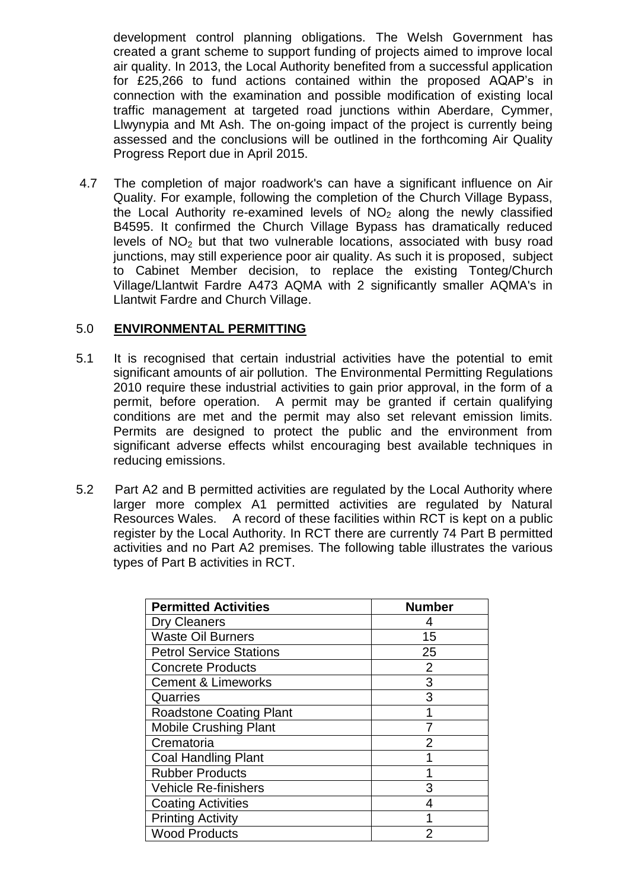development control planning obligations. The Welsh Government has created a grant scheme to support funding of projects aimed to improve local air quality. In 2013, the Local Authority benefited from a successful application for £25,266 to fund actions contained within the proposed AQAP's in connection with the examination and possible modification of existing local traffic management at targeted road junctions within Aberdare, Cymmer, Llwynypia and Mt Ash. The on-going impact of the project is currently being assessed and the conclusions will be outlined in the forthcoming Air Quality Progress Report due in April 2015.

4.7 The completion of major roadwork's can have a significant influence on Air Quality. For example, following the completion of the Church Village Bypass, the Local Authority re-examined levels of $NO_2$ along the newly classified B4595. It confirmed the Church Village Bypass has dramatically reduced levels of $NO_2$ but that two vulnerable locations, associated with busy road junctions, may still experience poor air quality. As such it is proposed, subject to Cabinet Member decision, to replace the existing Tonteg/Church Village/Llantwit Fardre A473 AQMA with 2 significantly smaller AQMA's in Llantwit Fardre and Church Village.

## 5.0 ENVIRONMENTAL PERMITTING

5.1 It is recognised that certain industrial activities have the potential to emit significant amounts of air pollution. The Environmental Permitting Regulations 2010 require these industrial activities to gain prior approval, in the form of a permit, before operation. A permit may be granted if certain qualifying conditions are met and the permit may also set relevant emission limits. Permits are designed to protect the public and the environment from significant adverse effects whilst encouraging best available techniques in reducing emissions.

5.2 Part A2 and B permitted activities are regulated by the Local Authority where larger more complex A1 permitted activities are regulated by Natural Resources Wales. A record of these facilities within RCT is kept on a public register by the Local Authority. In RCT there are currently 74 Part B permitted activities and no Part A2 premises. The following table illustrates the various types of Part B activities in RCT.

| Permitted Activities | Number |
|---|---|
| Dry Cleaners | 4 |
| Waste Oil Burners | 15 |
| Petrol Service Stations | 25 |
| Concrete Products | 2 |
| Cement & Limeworks | 3 |
| Quarries | 3 |
| Roadstone Coating Plant | 1 |
| Mobile Crushing Plant | 7 |
| Crematoria | 2 |
| Coal Handling Plant | 1 |
| Rubber Products | 1 |
| Vehicle Re-finishers | 3 |
| Coating Activities | 4 |
| Printing Activity | 1 |
| Wood Products | 2 |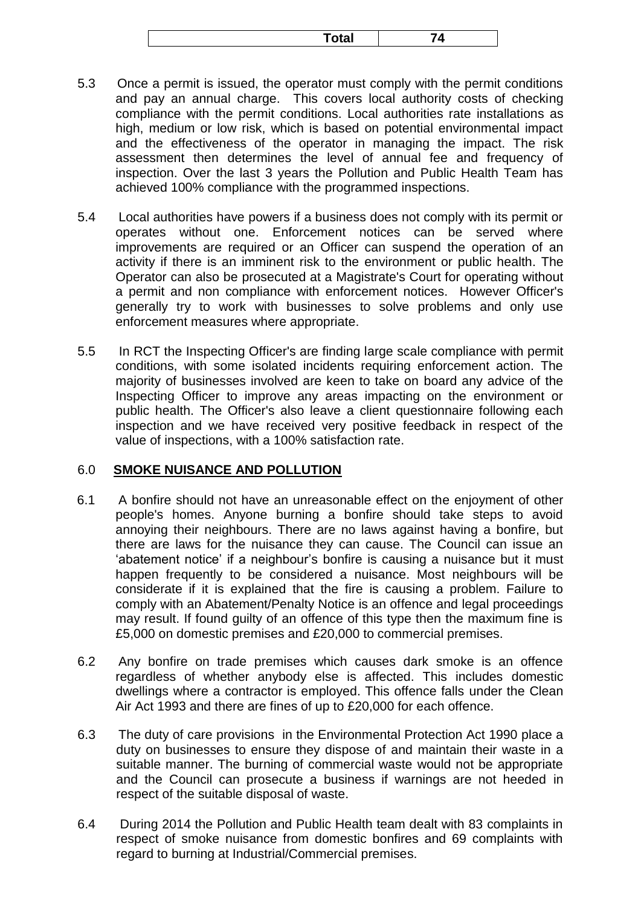| Total | 74 |
|---|---|

5.3 Once a permit is issued, the operator must comply with the permit conditions and pay an annual charge. This covers local authority costs of checking compliance with the permit conditions. Local authorities rate installations as high, medium or low risk, which is based on potential environmental impact and the effectiveness of the operator in managing the impact. The risk assessment then determines the level of annual fee and frequency of inspection. Over the last 3 years the Pollution and Public Health Team has achieved 100% compliance with the programmed inspections.

5.4 Local authorities have powers if a business does not comply with its permit or operates without one. Enforcement notices can be served where improvements are required or an Officer can suspend the operation of an activity if there is an imminent risk to the environment or public health. The Operator can also be prosecuted at a Magistrate's Court for operating without a permit and non compliance with enforcement notices. However Officer's generally try to work with businesses to solve problems and only use enforcement measures where appropriate.

5.5 In RCT the Inspecting Officer's are finding large scale compliance with permit conditions, with some isolated incidents requiring enforcement action. The majority of businesses involved are keen to take on board any advice of the Inspecting Officer to improve any areas impacting on the environment or public health. The Officer's also leave a client questionnaire following each inspection and we have received very positive feedback in respect of the value of inspections, with a 100% satisfaction rate.

## 6.0 SMOKE NUISANCE AND POLLUTION

6.1 A bonfire should not have an unreasonable effect on the enjoyment of other people's homes. Anyone burning a bonfire should take steps to avoid annoying their neighbours. There are no laws against having a bonfire, but there are laws for the nuisance they can cause. The Council can issue an 'abatement notice' if a neighbour's bonfire is causing a nuisance but it must happen frequently to be considered a nuisance. Most neighbours will be considerate if it is explained that the fire is causing a problem. Failure to comply with an Abatement/Penalty Notice is an offence and legal proceedings may result. If found guilty of an offence of this type then the maximum fine is £5,000 on domestic premises and £20,000 to commercial premises.

6.2 Any bonfire on trade premises which causes dark smoke is an offence regardless of whether anybody else is affected. This includes domestic dwellings where a contractor is employed. This offence falls under the Clean Air Act 1993 and there are fines of up to £20,000 for each offence.

6.3 The duty of care provisions in the Environmental Protection Act 1990 place a duty on businesses to ensure they dispose of and maintain their waste in a suitable manner. The burning of commercial waste would not be appropriate and the Council can prosecute a business if warnings are not heeded in respect of the suitable disposal of waste.

6.4 During 2014 the Pollution and Public Health team dealt with 83 complaints in respect of smoke nuisance from domestic bonfires and 69 complaints with regard to burning at Industrial/Commercial premises.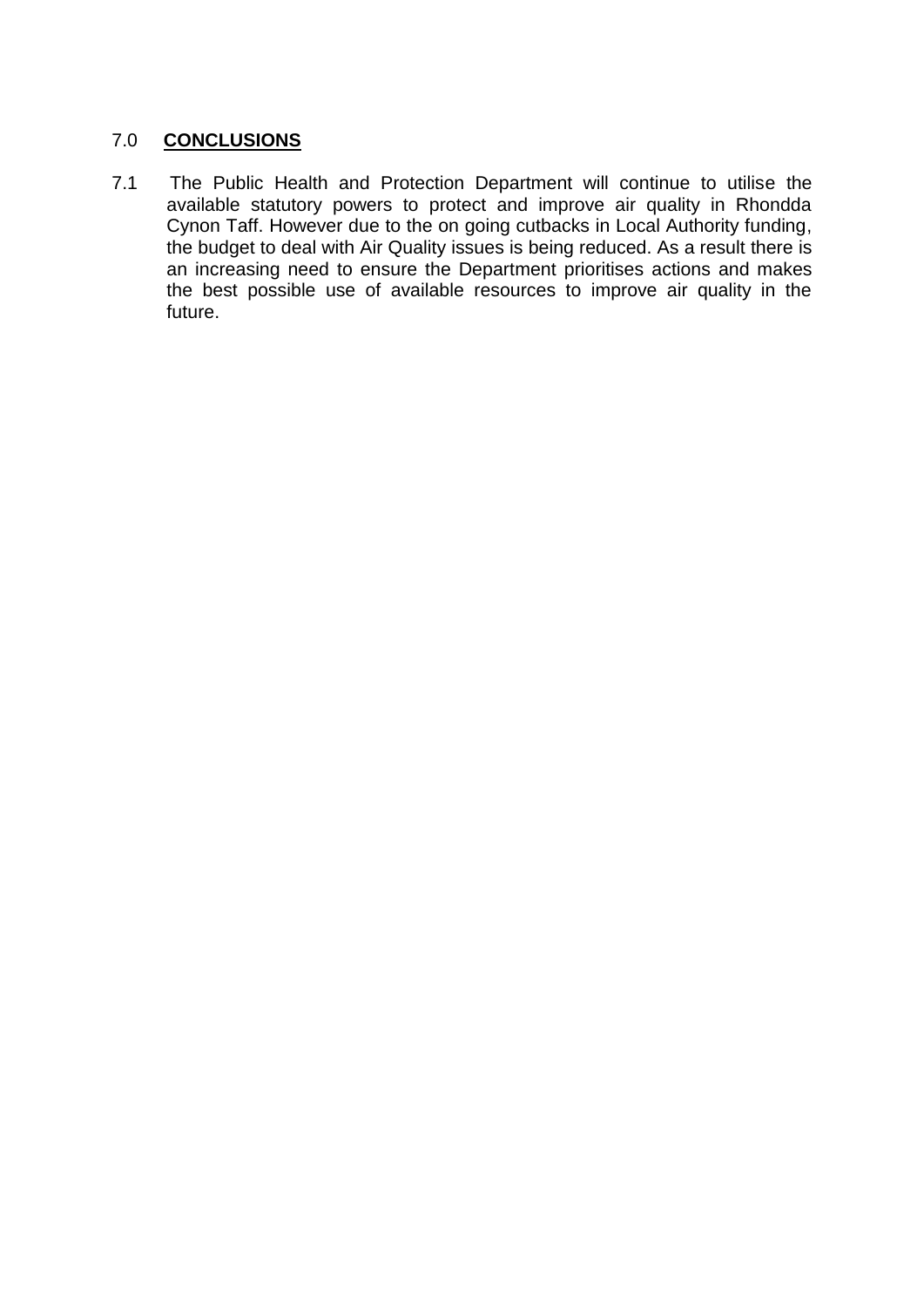## 7.0 **CONCLUSIONS**

7.1 The Public Health and Protection Department will continue to utilise the available statutory powers to protect and improve air quality in Rhondda Cynon Taff. However due to the on going cutbacks in Local Authority funding, the budget to deal with Air Quality issues is being reduced. As a result there is an increasing need to ensure the Department prioritises actions and makes the best possible use of available resources to improve air quality in the future.